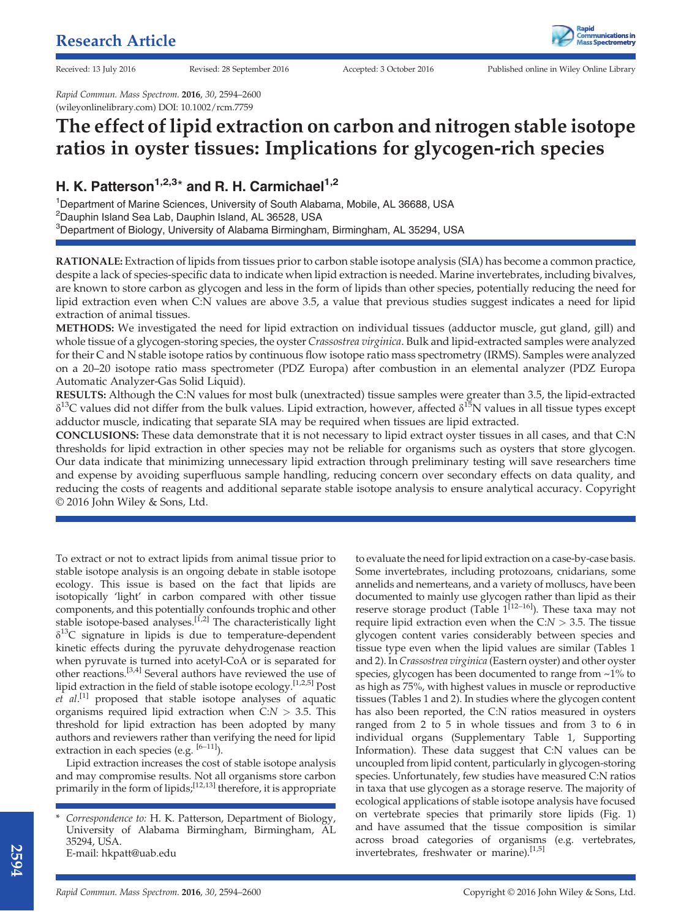Research Article

Received: 13 July 2016 Revised: 28 September 2016 Accepted: 3 October 2016 Published online in Wiley Online Library

*Rapid Commun. Mass Spectrom.* **2016**, *30*, 2594–2600
(wileyonlinelibrary.com) DOI: 10.1002/rcm.7759

# The effect of lipid extraction on carbon and nitrogen stable isotope ratios in oyster tissues: Implications for glycogen-rich species

## H. K. Patterson[1,2,3]* and R. H. Carmichael[1,2]

[1]Department of Marine Sciences, University of South Alabama, Mobile, AL 36688, USA
[2]Dauphin Island Sea Lab, Dauphin Island, AL 36528, USA
[3]Department of Biology, University of Alabama Birmingham, Birmingham, AL 35294, USA

**RATIONALE:** Extraction of lipids from tissues prior to carbon stable isotope analysis (SIA) has become a common practice, despite a lack of species-specific data to indicate when lipid extraction is needed. Marine invertebrates, including bivalves, are known to store carbon as glycogen and less in the form of lipids than other species, potentially reducing the need for lipid extraction even when C:N values are above 3.5, a value that previous studies suggest indicates a need for lipid extraction of animal tissues.

**METHODS:** We investigated the need for lipid extraction on individual tissues (adductor muscle, gut gland, gill) and whole tissue of a glycogen-storing species, the oyster *Crassostrea virginica*. Bulk and lipid-extracted samples were analyzed for their C and N stable isotope ratios by continuous flow isotope ratio mass spectrometry (IRMS). Samples were analyzed on a 20–20 isotope ratio mass spectrometer (PDZ Europa) after combustion in an elemental analyzer (PDZ Europa Automatic Analyzer-Gas Solid Liquid).

**RESULTS:** Although the C:N values for most bulk (unextracted) tissue samples were greater than 3.5, the lipid-extracted $\delta^{13}$C values did not differ from the bulk values. Lipid extraction, however, affected $\delta^{15}$N values in all tissue types except adductor muscle, indicating that separate SIA may be required when tissues are lipid extracted.

**CONCLUSIONS:** These data demonstrate that it is not necessary to lipid extract oyster tissues in all cases, and that C:N thresholds for lipid extraction in other species may not be reliable for organisms such as oysters that store glycogen. Our data indicate that minimizing unnecessary lipid extraction through preliminary testing will save researchers time and expense by avoiding superfluous sample handling, reducing concern over secondary effects on data quality, and reducing the costs of reagents and additional separate stable isotope analysis to ensure analytical accuracy. Copyright © 2016 John Wiley & Sons, Ltd.

To extract or not to extract lipids from animal tissue prior to stable isotope analysis is an ongoing debate in stable isotope ecology. This issue is based on the fact that lipids are isotopically 'light' in carbon compared with other tissue components, and this potentially confounds trophic and other stable isotope-based analyses.[1,2] The characteristically light $\delta^{13}$C signature in lipids is due to temperature-dependent kinetic effects during the pyruvate dehydrogenase reaction when pyruvate is turned into acetyl-CoA or is separated for other reactions.[3,4] Several authors have reviewed the use of lipid extraction in the field of stable isotope ecology.[1,2,5] Post *et al*.[1] proposed that stable isotope analyses of aquatic organisms required lipid extraction when C:*N* > 3.5. This threshold for lipid extraction has been adopted by many authors and reviewers rather than verifying the need for lipid extraction in each species (e.g. [6–11]).

Lipid extraction increases the cost of stable isotope analysis and may compromise results. Not all organisms store carbon primarily in the form of lipids;[12,13] therefore, it is appropriate to evaluate the need for lipid extraction on a case-by-case basis. Some invertebrates, including protozoans, cnidarians, some annelids and nemerteans, and a variety of molluscs, have been documented to mainly use glycogen rather than lipid as their reserve storage product (Table 1[12–16]). These taxa may not require lipid extraction even when the C:*N* > 3.5. The tissue glycogen content varies considerably between species and tissue type even when the lipid values are similar (Tables 1 and 2). In *Crassostrea virginica* (Eastern oyster) and other oyster species, glycogen has been documented to range from ~1% to as high as 75%, with highest values in muscle or reproductive tissues (Tables 1 and 2). In studies where the glycogen content has also been reported, the C:N ratios measured in oysters ranged from 2 to 5 in whole tissues and from 3 to 6 in individual organs (Supplementary Table 1, Supporting Information). These data suggest that C:N values can be uncoupled from lipid content, particularly in glycogen-storing species. Unfortunately, few studies have measured C:N ratios in taxa that use glycogen as a storage reserve. The majority of ecological applications of stable isotope analysis have focused on vertebrate species that primarily store lipids (Fig. 1) and have assumed that the tissue composition is similar across broad categories of organisms (e.g. vertebrates, invertebrates, freshwater or marine).[1,5]

\* *Correspondence to:* H. K. Patterson, Department of Biology, University of Alabama Birmingham, Birmingham, AL 35294, USA.
E-mail: hkpatt@uab.edu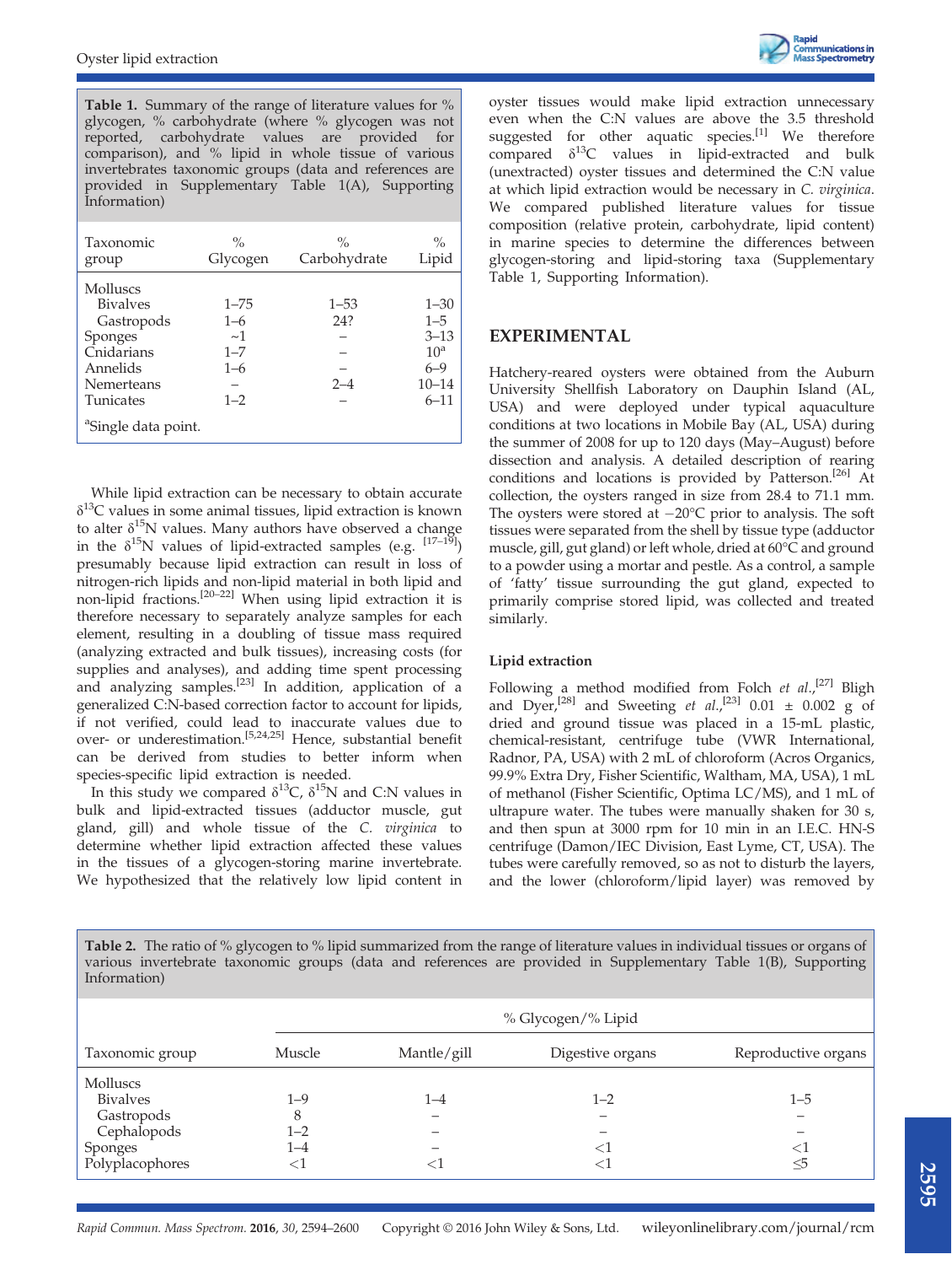**Table 1.** Summary of the range of literature values for % glycogen, % carbohydrate (where % glycogen was not reported, carbohydrate values are provided for comparison), and % lipid in whole tissue of various invertebrates taxonomic groups (data and references are provided in Supplementary Table 1(A), Supporting Information)

| Taxonomic group | % Glycogen | % Carbohydrate | % Lipid |
|---|---|---|---|
| Molluscs | | | |
| Bivalves | 1–75 | 1–53 | 1–30 |
| Gastropods | 1–6 | 24? | 1–5 |
| Sponges | ~1 | – | 3–13 |
| Cnidarians | 1–7 | – | 10[a] |
| Annelids | 1–6 | – | 6–9 |
| Nemerteans | – | 2–4 | 10–14 |
| Tunicates | 1–2 | – | 6–11 |

[a]Single data point.

While lipid extraction can be necessary to obtain accurate $\delta^{13}C$ values in some animal tissues, lipid extraction is known to alter $\delta^{15}N$ values. Many authors have observed a change in the $\delta^{15}N$ values of lipid-extracted samples (e.g. [17–19]) presumably because lipid extraction can result in loss of nitrogen-rich lipids and non-lipid material in both lipid and non-lipid fractions.[20–22] When using lipid extraction it is therefore necessary to separately analyze samples for each element, resulting in a doubling of tissue mass required (analyzing extracted and bulk tissues), increasing costs (for supplies and analyses), and adding time spent processing and analyzing samples.[23] In addition, application of a generalized C:N-based correction factor to account for lipids, if not verified, could lead to inaccurate values due to over- or underestimation.[5,24,25] Hence, substantial benefit can be derived from studies to better inform when species-specific lipid extraction is needed.

In this study we compared $\delta^{13}C$, $\delta^{15}N$ and C:N values in bulk and lipid-extracted tissues (adductor muscle, gut gland, gill) and whole tissue of the *C. virginica* to determine whether lipid extraction affected these values in the tissues of a glycogen-storing marine invertebrate. We hypothesized that the relatively low lipid content in oyster tissues would make lipid extraction unnecessary even when the C:N values are above the 3.5 threshold suggested for other aquatic species.[1] We therefore compared $\delta^{13}C$ values in lipid-extracted and bulk (unextracted) oyster tissues and determined the C:N value at which lipid extraction would be necessary in *C. virginica*. We compared published literature values for tissue composition (relative protein, carbohydrate, lipid content) in marine species to determine the differences between glycogen-storing and lipid-storing taxa (Supplementary Table 1, Supporting Information).

## EXPERIMENTAL

Hatchery-reared oysters were obtained from the Auburn University Shellfish Laboratory on Dauphin Island (AL, USA) and were deployed under typical aquaculture conditions at two locations in Mobile Bay (AL, USA) during the summer of 2008 for up to 120 days (May–August) before dissection and analysis. A detailed description of rearing conditions and locations is provided by Patterson.[26] At collection, the oysters ranged in size from 28.4 to 71.1 mm. The oysters were stored at −20°C prior to analysis. The soft tissues were separated from the shell by tissue type (adductor muscle, gill, gut gland) or left whole, dried at 60°C and ground to a powder using a mortar and pestle. As a control, a sample of 'fatty' tissue surrounding the gut gland, expected to primarily comprise stored lipid, was collected and treated similarly.

### Lipid extraction

Following a method modified from Folch *et al.*,[27] Bligh and Dyer,[28] and Sweeting *et al.*,[23] 0.01 ± 0.002 g of dried and ground tissue was placed in a 15-mL plastic, chemical-resistant, centrifuge tube (VWR International, Radnor, PA, USA) with 2 mL of chloroform (Acros Organics, 99.9% Extra Dry, Fisher Scientific, Waltham, MA, USA), 1 mL of methanol (Fisher Scientific, Optima LC/MS), and 1 mL of ultrapure water. The tubes were manually shaken for 30 s, and then spun at 3000 rpm for 10 min in an I.E.C. HN-S centrifuge (Damon/IEC Division, East Lyme, CT, USA). The tubes were carefully removed, so as not to disturb the layers, and the lower (chloroform/lipid layer) was removed by

**Table 2.** The ratio of % glycogen to % lipid summarized from the range of literature values in individual tissues or organs of various invertebrate taxonomic groups (data and references are provided in Supplementary Table 1(B), Supporting Information)

| | % Glycogen/% Lipid | | | |
|---|---|---|---|---|
| Taxonomic group | Muscle | Mantle/gill | Digestive organs | Reproductive organs |
| Molluscs | | | | |
| Bivalves | 1–9 | 1–4 | 1–2 | 1–5 |
| Gastropods | 8 | – | – | – |
| Cephalopods | 1–2 | – | – | – |
| Sponges | 1–4 | – | <1 | <1 |
| Polyplacophores | <1 | <1 | <1 | ≤5 |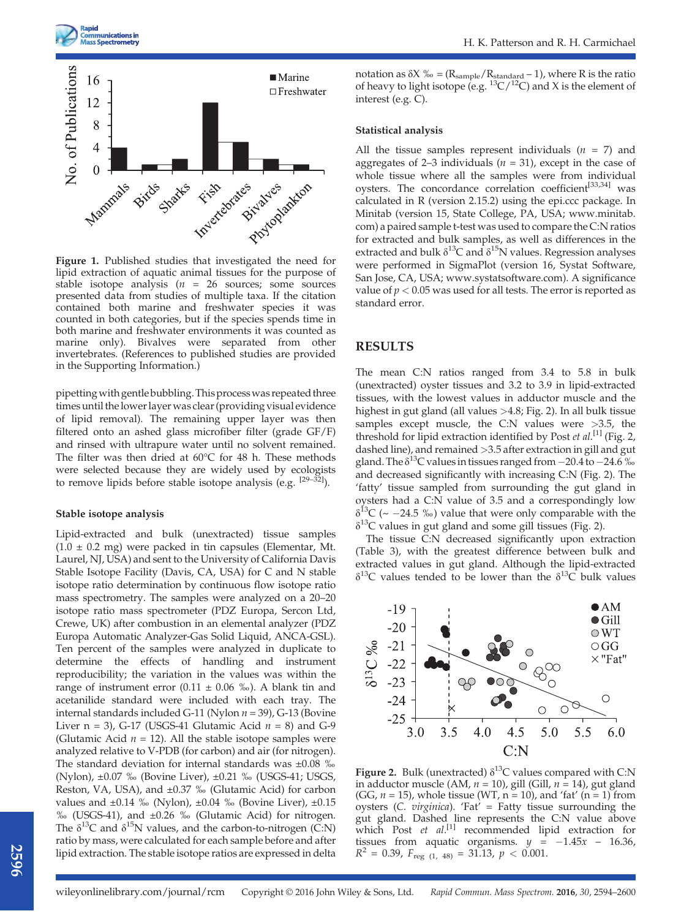Figure 1. Published studies that investigated the need for lipid extraction of aquatic animal tissues for the purpose of stable isotope analysis ($n$ = 26 sources; some sources presented data from studies of multiple taxa. If the citation contained both marine and freshwater species it was counted in both categories, but if the species spends time in both marine and freshwater environments it was counted as marine only). Bivalves were separated from other invertebrates. (References to published studies are provided in the Supporting Information.)

pipetting with gentle bubbling. This process was repeated three times until the lower layer was clear (providing visual evidence of lipid removal). The remaining upper layer was then filtered onto an ashed glass microfiber filter (grade GF/F) and rinsed with ultrapure water until no solvent remained. The filter was then dried at 60°C for 48 h. These methods were selected because they are widely used by ecologists to remove lipids before stable isotope analysis (e.g. [29–32]).

### Stable isotope analysis

Lipid-extracted and bulk (unextracted) tissue samples (1.0 ± 0.2 mg) were packed in tin capsules (Elementar, Mt. Laurel, NJ, USA) and sent to the University of California Davis Stable Isotope Facility (Davis, CA, USA) for C and N stable isotope ratio determination by continuous flow isotope ratio mass spectrometry. The samples were analyzed on a 20–20 isotope ratio mass spectrometer (PDZ Europa, Sercon Ltd, Crewe, UK) after combustion in an elemental analyzer (PDZ Europa Automatic Analyzer-Gas Solid Liquid, ANCA-GSL). Ten percent of the samples were analyzed in duplicate to determine the effects of handling and instrument reproducibility; the variation in the values was within the range of instrument error (0.11 ± 0.06 ‰). A blank tin and acetanilide standard were included with each tray. The internal standards included G-11 (Nylon $n$ = 39), G-13 (Bovine Liver n = 3), G-17 (USGS-41 Glutamic Acid $n$ = 8) and G-9 (Glutamic Acid $n$ = 12). All the stable isotope samples were analyzed relative to V-PDB (for carbon) and air (for nitrogen). The standard deviation for internal standards was ±0.08 ‰ (Nylon), ±0.07 ‰ (Bovine Liver), ±0.21 ‰ (USGS-41; USGS, Reston, VA, USA), and ±0.37 ‰ (Glutamic Acid) for carbon values and ±0.14 ‰ (Nylon), ±0.04 ‰ (Bovine Liver), ±0.15 ‰ (USGS-41), and ±0.26 ‰ (Glutamic Acid) for nitrogen. The $\delta^{13}$C and $\delta^{15}$N values, and the carbon-to-nitrogen (C:N) ratio by mass, were calculated for each sample before and after lipid extraction. The stable isotope ratios are expressed in delta notation as $\delta X$ ‰ = ($R_{sample}/R_{standard}$ – 1), where R is the ratio of heavy to light isotope (e.g. $^{13}C/^{12}C$) and X is the element of interest (e.g. C).

### Statistical analysis

All the tissue samples represent individuals ($n$ = 7) and aggregates of 2–3 individuals ($n$ = 31), except in the case of whole tissue where all the samples were from individual oysters. The concordance correlation coefficient[33,34] was calculated in R (version 2.15.2) using the epi.ccc package. In Minitab (version 15, State College, PA, USA; www.minitab.com) a paired sample t-test was used to compare the C:N ratios for extracted and bulk samples, as well as differences in the extracted and bulk $\delta^{13}$C and $\delta^{15}$N values. Regression analyses were performed in SigmaPlot (version 16, Systat Software, San Jose, CA, USA; www.systatsoftware.com). A significance value of $p < 0.05$ was used for all tests. The error is reported as standard error.

## RESULTS

The mean C:N ratios ranged from 3.4 to 5.8 in bulk (unextracted) oyster tissues and 3.2 to 3.9 in lipid-extracted tissues, with the lowest values in adductor muscle and the highest in gut gland (all values >4.8; Fig. 2). In all bulk tissue samples except muscle, the C:N values were >3.5, the threshold for lipid extraction identified by Post *et al.*[1] (Fig. 2, dashed line), and remained >3.5 after extraction in gill and gut gland. The $\delta^{13}$C values in tissues ranged from −20.4 to −24.6 ‰ and decreased significantly with increasing C:N (Fig. 2). The 'fatty' tissue sampled from surrounding the gut gland in oysters had a C:N value of 3.5 and a correspondingly low $\delta^{13}$C (~ −24.5 ‰) value that were only comparable with the $\delta^{13}$C values in gut gland and some gill tissues (Fig. 2).

The tissue C:N decreased significantly upon extraction (Table 3), with the greatest difference between bulk and extracted values in gut gland. Although the lipid-extracted $\delta^{13}$C values tended to be lower than the $\delta^{13}$C bulk values

Figure 2. Bulk (unextracted) $\delta^{13}$C values compared with C:N in adductor muscle (AM, $n$ = 10), gill (Gill, $n$ = 14), gut gland (GG, $n$ = 15), whole tissue (WT, n = 10), and 'fat' (n = 1) from oysters (*C. virginica*). 'Fat' = Fatty tissue surrounding the gut gland. Dashed line represents the C:N value above which Post *et al.*[1] recommended lipid extraction for tissues from aquatic organisms. $y = -1.45x - 16.36$, $R^2 = 0.39$, $F_{reg\ (1,\ 48)} = 31.13$, $p < 0.001$.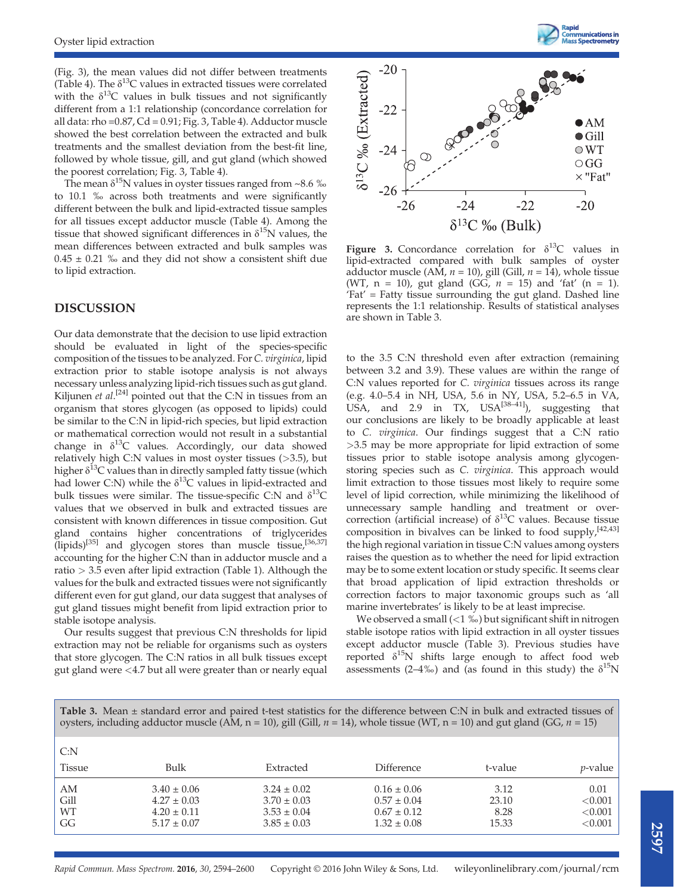(Fig. 3), the mean values did not differ between treatments (Table 4). The $\delta^{13}C$ values in extracted tissues were correlated with the $\delta^{13}C$ values in bulk tissues and not significantly different from a 1:1 relationship (concordance correlation for all data: rho =0.87, Cd = 0.91; Fig. 3, Table 4). Adductor muscle showed the best correlation between the extracted and bulk treatments and the smallest deviation from the best-fit line, followed by whole tissue, gill, and gut gland (which showed the poorest correlation; Fig. 3, Table 4).

The mean $\delta^{15}N$ values in oyster tissues ranged from ~8.6 ‰ to 10.1 ‰ across both treatments and were significantly different between the bulk and lipid-extracted tissue samples for all tissues except adductor muscle (Table 4). Among the tissue that showed significant differences in $\delta^{15}N$ values, the mean differences between extracted and bulk samples was 0.45 ± 0.21 ‰ and they did not show a consistent shift due to lipid extraction.

Figure 3. Concordance correlation for $\delta^{13}C$ values in lipid-extracted compared with bulk samples of oyster adductor muscle (AM, $n$ = 10), gill (Gill, $n$ = 14), whole tissue (WT, n = 10), gut gland (GG, $n$ = 15) and 'fat' (n = 1). 'Fat' = Fatty tissue surrounding the gut gland. Dashed line represents the 1:1 relationship. Results of statistical analyses are shown in Table 3.

## DISCUSSION

Our data demonstrate that the decision to use lipid extraction should be evaluated in light of the species-specific composition of the tissues to be analyzed. For *C. virginica*, lipid extraction prior to stable isotope analysis is not always necessary unless analyzing lipid-rich tissues such as gut gland. Kiljunen *et al.*[24] pointed out that the C:N in tissues from an organism that stores glycogen (as opposed to lipids) could be similar to the C:N in lipid-rich species, but lipid extraction or mathematical correction would not result in a substantial change in $\delta^{13}C$ values. Accordingly, our data showed relatively high C:N values in most oyster tissues (>3.5), but higher $\delta^{13}C$ values than in directly sampled fatty tissue (which had lower C:N) while the $\delta^{13}C$ values in lipid-extracted and bulk tissues were similar. The tissue-specific C:N and $\delta^{13}C$ values that we observed in bulk and extracted tissues are consistent with known differences in tissue composition. Gut gland contains higher concentrations of triglycerides (lipids)[35] and glycogen stores than muscle tissue,[36,37] accounting for the higher C:N than in adductor muscle and a ratio > 3.5 even after lipid extraction (Table 1). Although the values for the bulk and extracted tissues were not significantly different even for gut gland, our data suggest that analyses of gut gland tissues might benefit from lipid extraction prior to stable isotope analysis.

Our results suggest that previous C:N thresholds for lipid extraction may not be reliable for organisms such as oysters that store glycogen. The C:N ratios in all bulk tissues except gut gland were <4.7 but all were greater than or nearly equal to the 3.5 C:N threshold even after extraction (remaining between 3.2 and 3.9). These values are within the range of C:N values reported for *C. virginica* tissues across its range (e.g. 4.0–5.4 in NH, USA, 5.6 in NY, USA, 5.2–6.5 in VA, USA, and 2.9 in TX, USA[38–41]), suggesting that our conclusions are likely to be broadly applicable at least to *C. virginica*. Our findings suggest that a C:N ratio >3.5 may be more appropriate for lipid extraction of some tissues prior to stable isotope analysis among glycogen-storing species such as *C. virginica*. This approach would limit extraction to those tissues most likely to require some level of lipid correction, while minimizing the likelihood of unnecessary sample handling and treatment or over-correction (artificial increase) of $\delta^{13}C$ values. Because tissue composition in bivalves can be linked to food supply,[42,43] the high regional variation in tissue C:N values among oysters raises the question as to whether the need for lipid extraction may be to some extent location or study specific. It seems clear that broad application of lipid extraction thresholds or correction factors to major taxonomic groups such as 'all marine invertebrates' is likely to be at least imprecise.

We observed a small (<1 ‰) but significant shift in nitrogen stable isotope ratios with lipid extraction in all oyster tissues except adductor muscle (Table 3). Previous studies have reported $\delta^{15}N$ shifts large enough to affect food web assessments (2–4‰) and (as found in this study) the $\delta^{15}N$

**Table 3.** Mean ± standard error and paired t-test statistics for the difference between C:N in bulk and extracted tissues of oysters, including adductor muscle (AM, n = 10), gill (Gill, $n$ = 14), whole tissue (WT, n = 10) and gut gland (GG, $n$ = 15)

| C:N | | | | | |
|---|---|---|---|---|---|
| Tissue | Bulk | Extracted | Difference | t-value | $p$-value |
| AM | 3.40 ± 0.06 | 3.24 ± 0.02 | 0.16 ± 0.06 | 3.12 | 0.01 |
| Gill | 4.27 ± 0.03 | 3.70 ± 0.03 | 0.57 ± 0.04 | 23.10 | <0.001 |
| WT | 4.20 ± 0.11 | 3.53 ± 0.04 | 0.67 ± 0.12 | 8.28 | <0.001 |
| GG | 5.17 ± 0.07 | 3.85 ± 0.03 | 1.32 ± 0.08 | 15.33 | <0.001 |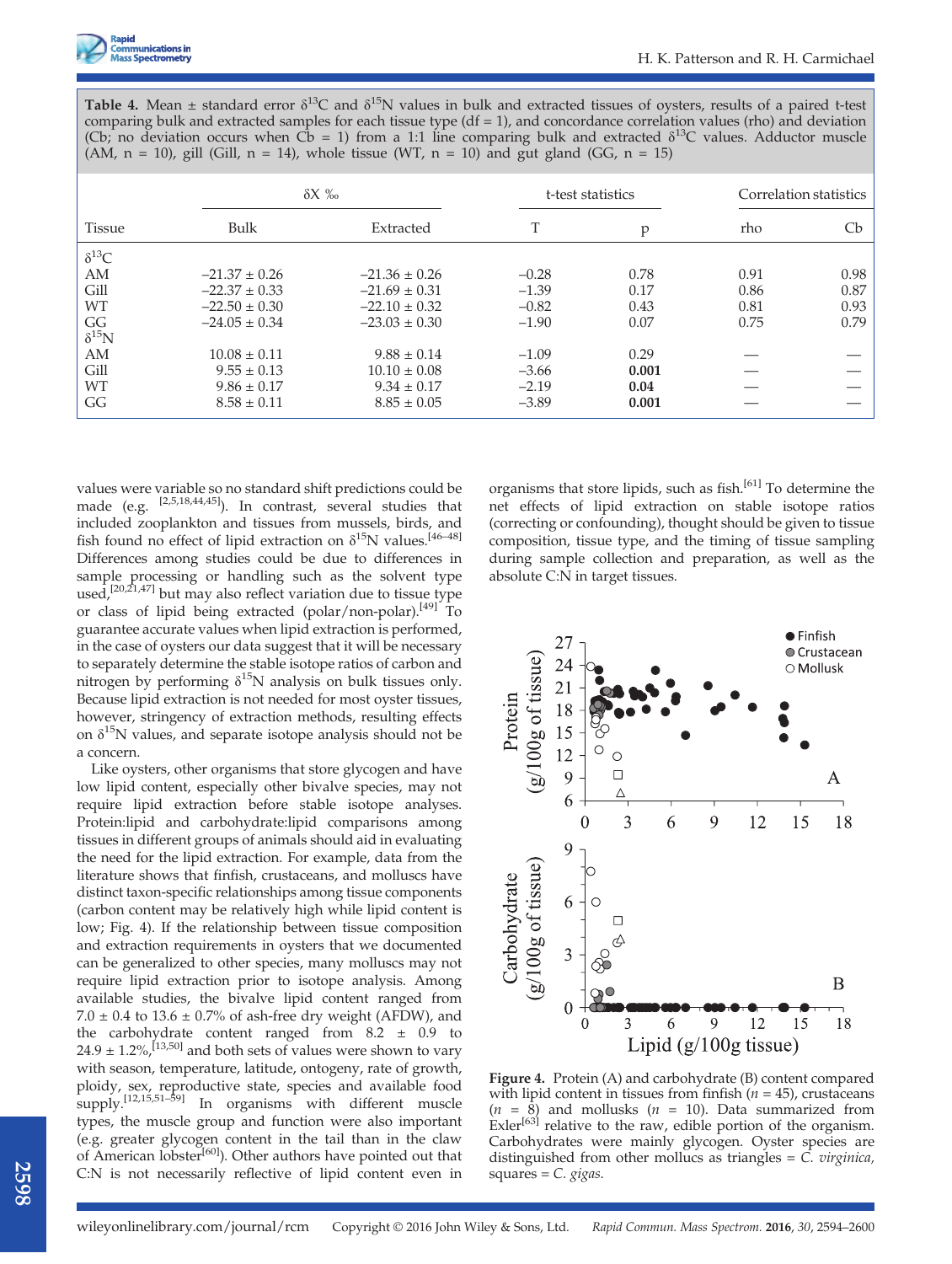**Table 4.** Mean ± standard error $\delta^{13}C$ and $\delta^{15}N$ values in bulk and extracted tissues of oysters, results of a paired t-test comparing bulk and extracted samples for each tissue type (df = 1), and concordance correlation values (rho) and deviation (Cb; no deviation occurs when Cb = 1) from a 1:1 line comparing bulk and extracted $\delta^{13}C$ values. Adductor muscle (AM, n = 10), gill (Gill, n = 14), whole tissue (WT, n = 10) and gut gland (GG, n = 15)

| | δX ‰ | | t-test statistics | | Correlation statistics | |
|---|---|---|---|---|---|---|
| Tissue | Bulk | Extracted | T | p | rho | Cb |
| $\delta^{13}C$ | | | | | | |
| AM | −21.37 ± 0.26 | −21.36 ± 0.26 | −0.28 | 0.78 | 0.91 | 0.98 |
| Gill | −22.37 ± 0.33 | −21.69 ± 0.31 | −1.39 | 0.17 | 0.86 | 0.87 |
| WT | −22.50 ± 0.30 | −22.10 ± 0.32 | −0.82 | 0.43 | 0.81 | 0.93 |
| GG | −24.05 ± 0.34 | −23.03 ± 0.30 | −1.90 | 0.07 | 0.75 | 0.79 |
| $\delta^{15}N$ | | | | | | |
| AM | 10.08 ± 0.11 | 9.88 ± 0.14 | −1.09 | 0.29 | — | — |
| Gill | 9.55 ± 0.13 | 10.10 ± 0.08 | −3.66 | **0.001** | — | — |
| WT | 9.86 ± 0.17 | 9.34 ± 0.17 | −2.19 | **0.04** | — | — |
| GG | 8.58 ± 0.11 | 8.85 ± 0.05 | −3.89 | **0.001** | — | — |

values were variable so no standard shift predictions could be made (e.g. [2,5,18,44,45]). In contrast, several studies that included zooplankton and tissues from mussels, birds, and fish found no effect of lipid extraction on $\delta^{15}N$ values.[46–48] Differences among studies could be due to differences in sample processing or handling such as the solvent type used,[20,21,47] but may also reflect variation due to tissue type or class of lipid being extracted (polar/non-polar).[49] To guarantee accurate values when lipid extraction is performed, in the case of oysters our data suggest that it will be necessary to separately determine the stable isotope ratios of carbon and nitrogen by performing $\delta^{15}N$ analysis on bulk tissues only. Because lipid extraction is not needed for most oyster tissues, however, stringency of extraction methods, resulting effects on $\delta^{15}N$ values, and separate isotope analysis should not be a concern.

Like oysters, other organisms that store glycogen and have low lipid content, especially other bivalve species, may not require lipid extraction before stable isotope analyses. Protein:lipid and carbohydrate:lipid comparisons among tissues in different groups of animals should aid in evaluating the need for the lipid extraction. For example, data from the literature shows that finfish, crustaceans, and molluscs have distinct taxon-specific relationships among tissue components (carbon content may be relatively high while lipid content is low; Fig. 4). If the relationship between tissue composition and extraction requirements in oysters that we documented can be generalized to other species, many molluscs may not require lipid extraction prior to isotope analysis. Among available studies, the bivalve lipid content ranged from 7.0 ± 0.4 to 13.6 ± 0.7% of ash-free dry weight (AFDW), and the carbohydrate content ranged from 8.2 ± 0.9 to 24.9 ± 1.2%,[13,50] and both sets of values were shown to vary with season, temperature, latitude, ontogeny, rate of growth, ploidy, sex, reproductive state, species and available food supply.[12,15,51–59] In organisms with different muscle types, the muscle group and function were also important (e.g. greater glycogen content in the tail than in the claw of American lobster[60]). Other authors have pointed out that C:N is not necessarily reflective of lipid content even in organisms that store lipids, such as fish.[61] To determine the net effects of lipid extraction on stable isotope ratios (correcting or confounding), thought should be given to tissue composition, tissue type, and the timing of tissue sampling during sample collection and preparation, as well as the absolute C:N in target tissues.

**Figure 4.** Protein (A) and carbohydrate (B) content compared with lipid content in tissues from finfish ($n$ = 45), crustaceans ($n$ = 8) and mollusks ($n$ = 10). Data summarized from Exler[63] relative to the raw, edible portion of the organism. Carbohydrates were mainly glycogen. Oyster species are distinguished from other mollucs as triangles = *C. virginica*, squares = *C. gigas*.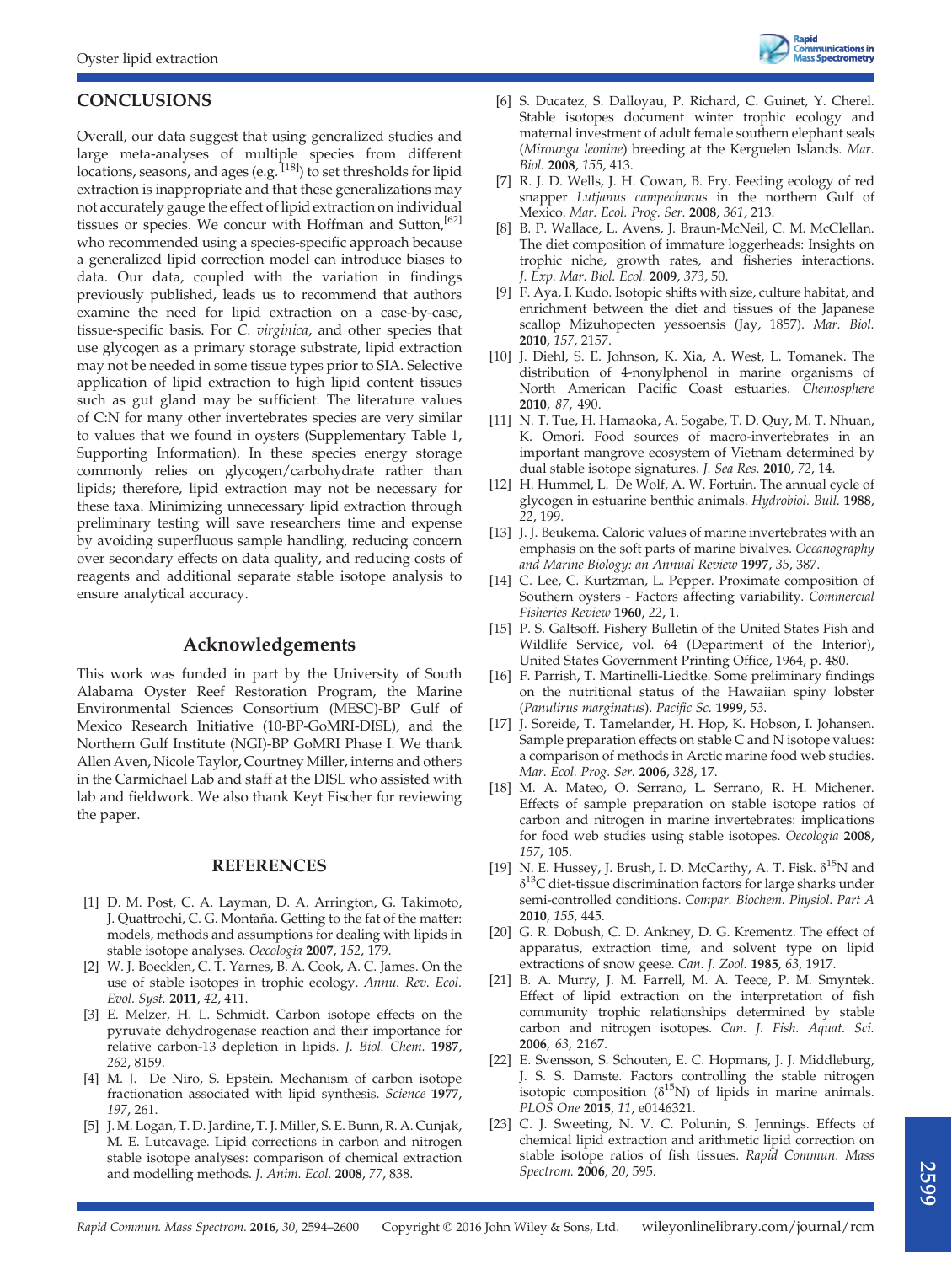## CONCLUSIONS

Overall, our data suggest that using generalized studies and large meta-analyses of multiple species from different locations, seasons, and ages (e.g. [18]) to set thresholds for lipid extraction is inappropriate and that these generalizations may not accurately gauge the effect of lipid extraction on individual tissues or species. We concur with Hoffman and Sutton,[62] who recommended using a species-specific approach because a generalized lipid correction model can introduce biases to data. Our data, coupled with the variation in findings previously published, leads us to recommend that authors examine the need for lipid extraction on a case-by-case, tissue-specific basis. For *C. virginica*, and other species that use glycogen as a primary storage substrate, lipid extraction may not be needed in some tissue types prior to SIA. Selective application of lipid extraction to high lipid content tissues such as gut gland may be sufficient. The literature values of C:N for many other invertebrates species are very similar to values that we found in oysters (Supplementary Table 1, Supporting Information). In these species energy storage commonly relies on glycogen/carbohydrate rather than lipids; therefore, lipid extraction may not be necessary for these taxa. Minimizing unnecessary lipid extraction through preliminary testing will save researchers time and expense by avoiding superfluous sample handling, reducing concern over secondary effects on data quality, and reducing costs of reagents and additional separate stable isotope analysis to ensure analytical accuracy.

## Acknowledgements

This work was funded in part by the University of South Alabama Oyster Reef Restoration Program, the Marine Environmental Sciences Consortium (MESC)-BP Gulf of Mexico Research Initiative (10-BP-GoMRI-DISL), and the Northern Gulf Institute (NGI)-BP GoMRI Phase I. We thank Allen Aven, Nicole Taylor, Courtney Miller, interns and others in the Carmichael Lab and staff at the DISL who assisted with lab and fieldwork. We also thank Keyt Fischer for reviewing the paper.

## REFERENCES

[1] D. M. Post, C. A. Layman, D. A. Arrington, G. Takimoto, J. Quattrochi, C. G. Montaña. Getting to the fat of the matter: models, methods and assumptions for dealing with lipids in stable isotope analyses. *Oecologia* **2007**, *152*, 179.

[2] W. J. Boecklen, C. T. Yarnes, B. A. Cook, A. C. James. On the use of stable isotopes in trophic ecology. *Annu. Rev. Ecol. Evol. Syst.* **2011**, *42*, 411.

[3] E. Melzer, H. L. Schmidt. Carbon isotope effects on the pyruvate dehydrogenase reaction and their importance for relative carbon-13 depletion in lipids. *J. Biol. Chem.* **1987**, *262*, 8159.

[4] M. J. De Niro, S. Epstein. Mechanism of carbon isotope fractionation associated with lipid synthesis. *Science* **1977**, *197*, 261.

[5] J. M. Logan, T. D. Jardine, T. J. Miller, S. E. Bunn, R. A. Cunjak, M. E. Lutcavage. Lipid corrections in carbon and nitrogen stable isotope analyses: comparison of chemical extraction and modelling methods. *J. Anim. Ecol.* **2008**, *77*, 838.

[6] S. Ducatez, S. Dalloyau, P. Richard, C. Guinet, Y. Cherel. Stable isotopes document winter trophic ecology and maternal investment of adult female southern elephant seals (*Mirounga leonine*) breeding at the Kerguelen Islands. *Mar. Biol.* **2008**, *155*, 413.

[7] R. J. D. Wells, J. H. Cowan, B. Fry. Feeding ecology of red snapper *Lutjanus campechanus* in the northern Gulf of Mexico. *Mar. Ecol. Prog. Ser.* **2008**, *361*, 213.

[8] B. P. Wallace, L. Avens, J. Braun-McNeil, C. M. McClellan. The diet composition of immature loggerheads: Insights on trophic niche, growth rates, and fisheries interactions. *J. Exp. Mar. Biol. Ecol.* **2009**, *373*, 50.

[9] F. Aya, I. Kudo. Isotopic shifts with size, culture habitat, and enrichment between the diet and tissues of the Japanese scallop Mizuhopecten yessoensis (Jay, 1857). *Mar. Biol.* **2010**, *157*, 2157.

[10] J. Diehl, S. E. Johnson, K. Xia, A. West, L. Tomanek. The distribution of 4-nonylphenol in marine organisms of North American Pacific Coast estuaries. *Chemosphere* **2010**, *87*, 490.

[11] N. T. Tue, H. Hamaoka, A. Sogabe, T. D. Quy, M. T. Nhuan, K. Omori. Food sources of macro-invertebrates in an important mangrove ecosystem of Vietnam determined by dual stable isotope signatures. *J. Sea Res.* **2010**, *72*, 14.

[12] H. Hummel, L. De Wolf, A. W. Fortuin. The annual cycle of glycogen in estuarine benthic animals. *Hydrobiol. Bull.* **1988**, *22*, 199.

[13] J. J. Beukema. Caloric values of marine invertebrates with an emphasis on the soft parts of marine bivalves. *Oceanography and Marine Biology: an Annual Review* **1997**, *35*, 387.

[14] C. Lee, C. Kurtzman, L. Pepper. Proximate composition of Southern oysters - Factors affecting variability. *Commercial Fisheries Review* **1960**, *22*, 1.

[15] P. S. Galtsoff. Fishery Bulletin of the United States Fish and Wildlife Service, vol. 64 (Department of the Interior), United States Government Printing Office, 1964, p. 480.

[16] F. Parrish, T. Martinelli-Liedtke. Some preliminary findings on the nutritional status of the Hawaiian spiny lobster (*Panulirus marginatus*). *Pacific Sc.* **1999**, *53*.

[17] J. Soreide, T. Tamelander, H. Hop, K. Hobson, I. Johansen. Sample preparation effects on stable C and N isotope values: a comparison of methods in Arctic marine food web studies. *Mar. Ecol. Prog. Ser.* **2006**, *328*, 17.

[18] M. A. Mateo, O. Serrano, L. Serrano, R. H. Michener. Effects of sample preparation on stable isotope ratios of carbon and nitrogen in marine invertebrates: implications for food web studies using stable isotopes. *Oecologia* **2008**, *157*, 105.

[19] N. E. Hussey, J. Brush, I. D. McCarthy, A. T. Fisk. $\delta^{15}$N and $\delta^{13}$C diet-tissue discrimination factors for large sharks under semi-controlled conditions. *Compar. Biochem. Physiol. Part A* **2010**, *155*, 445.

[20] G. R. Dobush, C. D. Ankney, D. G. Krementz. The effect of apparatus, extraction time, and solvent type on lipid extractions of snow geese. *Can. J. Zool.* **1985**, *63*, 1917.

[21] B. A. Murry, J. M. Farrell, M. A. Teece, P. M. Smyntek. Effect of lipid extraction on the interpretation of fish community trophic relationships determined by stable carbon and nitrogen isotopes. *Can. J. Fish. Aquat. Sci.* **2006**, *63*, 2167.

[22] E. Svensson, S. Schouten, E. C. Hopmans, J. J. Middleburg, J. S. S. Damste. Factors controlling the stable nitrogen isotopic composition ($\delta^{15}$N) of lipids in marine animals. *PLOS One* **2015**, *11*, e0146321.

[23] C. J. Sweeting, N. V. C. Polunin, S. Jennings. Effects of chemical lipid extraction and arithmetic lipid correction on stable isotope ratios of fish tissues. *Rapid Commun. Mass Spectrom.* **2006**, *20*, 595.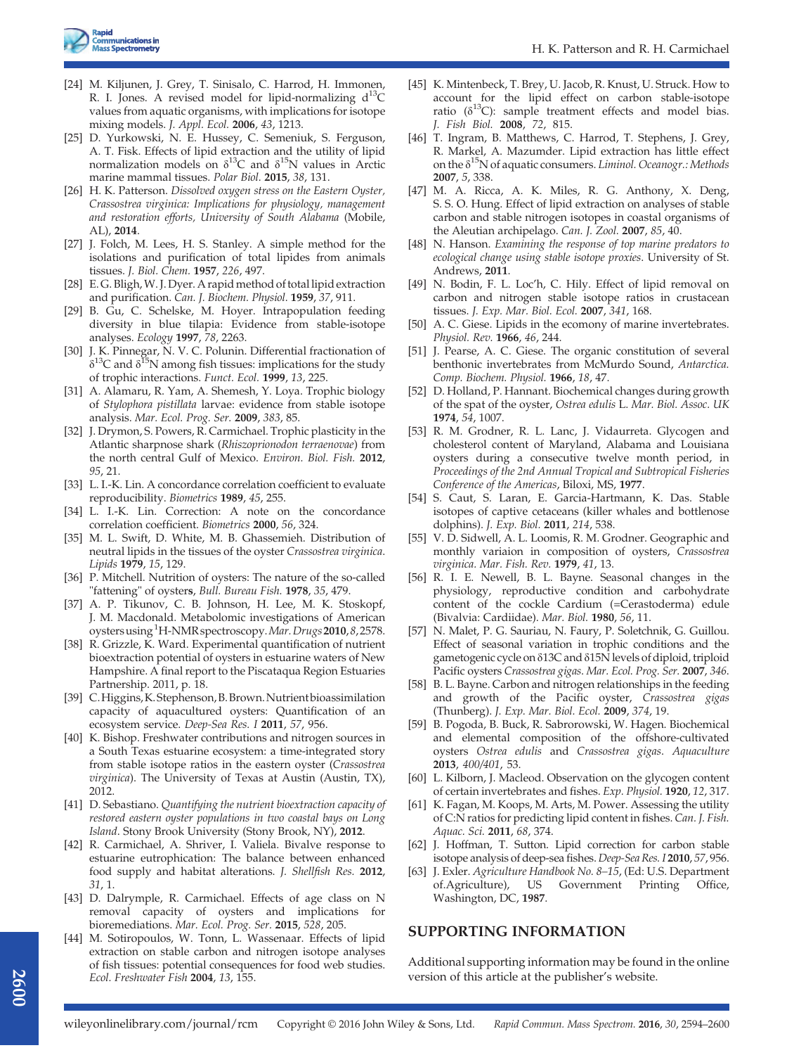[24] M. Kiljunen, J. Grey, T. Sinisalo, C. Harrod, H. Immonen, R. I. Jones. A revised model for lipid-normalizing $d^{13}C$ values from aquatic organisms, with implications for isotope mixing models. *J. Appl. Ecol.* **2006**, *43*, 1213.

[25] D. Yurkowski, N. E. Hussey, C. Semeniuk, S. Ferguson, A. T. Fisk. Effects of lipid extraction and the utility of lipid normalization models on $\delta^{13}C$ and $\delta^{15}N$ values in Arctic marine mammal tissues. *Polar Biol.* **2015**, *38*, 131.

[26] H. K. Patterson. *Dissolved oxygen stress on the Eastern Oyster, Crassostrea virginica: Implications for physiology, management and restoration efforts, University of South Alabama* (Mobile, AL), **2014**.

[27] J. Folch, M. Lees, H. S. Stanley. A simple method for the isolations and purification of total lipides from animals tissues. *J. Biol. Chem.* **1957**, *226*, 497.

[28] E. G. Bligh, W. J. Dyer. A rapid method of total lipid extraction and purification. *Can. J. Biochem. Physiol.* **1959**, *37*, 911.

[29] B. Gu, C. Schelske, M. Hoyer. Intrapopulation feeding diversity in blue tilapia: Evidence from stable-isotope analyses. *Ecology* **1997**, *78*, 2263.

[30] J. K. Pinnegar, N. V. C. Polunin. Differential fractionation of $\delta^{13}C$ and $\delta^{15}N$ among fish tissues: implications for the study of trophic interactions. *Funct. Ecol.* **1999**, *13*, 225.

[31] A. Alamaru, R. Yam, A. Shemesh, Y. Loya. Trophic biology of *Stylophora pistillata* larvae: evidence from stable isotope analysis. *Mar. Ecol. Prog. Ser.* **2009**, *383*, 85.

[32] J. Drymon, S. Powers, R. Carmichael. Trophic plasticity in the Atlantic sharpnose shark (*Rhiszoprionodon terraenovae*) from the north central Gulf of Mexico. *Environ. Biol. Fish.* **2012**, *95*, 21.

[33] L. I.-K. Lin. A concordance correlation coefficient to evaluate reproducibility. *Biometrics* **1989**, *45*, 255.

[34] L. I.-K. Lin. Correction: A note on the concordance correlation coefficient. *Biometrics* **2000**, *56*, 324.

[35] M. L. Swift, D. White, M. B. Ghassemieh. Distribution of neutral lipids in the tissues of the oyster *Crassostrea virginica*. *Lipids* **1979**, *15*, 129.

[36] P. Mitchell. Nutrition of oysters: The nature of the so-called "fattening" of oysters, *Bull. Bureau Fish.* **1978**, *35*, 479.

[37] A. P. Tikunov, C. B. Johnson, H. Lee, M. K. Stoskopf, J. M. Macdonald. Metabolomic investigations of American oysters using $^{1}$H-NMR spectroscopy. *Mar. Drugs* **2010**, *8*, 2578.

[38] R. Grizzle, K. Ward. Experimental quantification of nutrient bioextraction potential of oysters in estuarine waters of New Hampshire. A final report to the Piscataqua Region Estuaries Partnership. 2011, p. 18.

[39] C. Higgins, K. Stephenson, B. Brown. Nutrient bioassimilation capacity of aquacultured oysters: Quantification of an ecosystem service. *Deep-Sea Res. I* **2011**, *57*, 956.

[40] K. Bishop. Freshwater contributions and nitrogen sources in a South Texas estuarine ecosystem: a time-integrated story from stable isotope ratios in the eastern oyster (*Crassostrea virginica*). The University of Texas at Austin (Austin, TX), 2012.

[41] D. Sebastiano. *Quantifying the nutrient bioextraction capacity of restored eastern oyster populations in two coastal bays on Long Island*. Stony Brook University (Stony Brook, NY), **2012**.

[42] R. Carmichael, A. Shriver, I. Valiela. Bivalve response to estuarine eutrophication: The balance between enhanced food supply and habitat alterations. *J. Shellfish Res.* **2012**, *31*, 1.

[43] D. Dalrymple, R. Carmichael. Effects of age class on N removal capacity of oysters and implications for bioremediations. *Mar. Ecol. Prog. Ser.* **2015**, *528*, 205.

[44] M. Sotiropoulos, W. Tonn, L. Wassenaar. Effects of lipid extraction on stable carbon and nitrogen isotope analyses of fish tissues: potential consequences for food web studies. *Ecol. Freshwater Fish* **2004**, *13*, 155.

[45] K. Mintenbeck, T. Brey, U. Jacob, R. Knust, U. Struck. How to account for the lipid effect on carbon stable-isotope ratio ($\delta^{13}C$): sample treatment effects and model bias. *J. Fish Biol.* **2008**, *72*, 815.

[46] T. Ingram, B. Matthews, C. Harrod, T. Stephens, J. Grey, R. Markel, A. Mazumder. Lipid extraction has little effect on the $\delta^{15}N$ of aquatic consumers. *Liminol. Oceanogr.: Methods* **2007**, *5*, 338.

[47] M. A. Ricca, A. K. Miles, R. G. Anthony, X. Deng, S. S. O. Hung. Effect of lipid extraction on analyses of stable carbon and stable nitrogen isotopes in coastal organisms of the Aleutian archipelago. *Can. J. Zool.* **2007**, *85*, 40.

[48] N. Hanson. *Examining the response of top marine predators to ecological change using stable isotope proxies*. University of St. Andrews, **2011**.

[49] N. Bodin, F. L. Loc'h, C. Hily. Effect of lipid removal on carbon and nitrogen stable isotope ratios in crustacean tissues. *J. Exp. Mar. Biol. Ecol.* **2007**, *341*, 168.

[50] A. C. Giese. Lipids in the ecomony of marine invertebrates. *Physiol. Rev.* **1966**, *46*, 244.

[51] J. Pearse, A. C. Giese. The organic constitution of several benthonic invertebrates from McMurdo Sound, *Antarctica. Comp. Biochem. Physiol.* **1966**, *18*, 47.

[52] D. Holland, P. Hannant. Biochemical changes during growth of the spat of the oyster, *Ostrea edulis* L. *Mar. Biol. Assoc. UK* **1974**, *54*, 1007.

[53] R. M. Grodner, R. L. Lanc, J. Vidaurreta. Glycogen and cholesterol content of Maryland, Alabama and Louisiana oysters during a consecutive twelve month period, in *Proceedings of the 2nd Annual Tropical and Subtropical Fisheries Conference of the Americas*, Biloxi, MS, **1977**.

[54] S. Caut, S. Laran, E. Garcia-Hartmann, K. Das. Stable isotopes of captive cetaceans (killer whales and bottlenose dolphins). *J. Exp. Biol.* **2011**, *214*, 538.

[55] V. D. Sidwell, A. L. Loomis, R. M. Grodner. Geographic and monthly variaion in composition of oysters, *Crassostrea virginica*. *Mar. Fish. Rev.* **1979**, *41*, 13.

[56] R. I. E. Newell, B. L. Bayne. Seasonal changes in the physiology, reproductive condition and carbohydrate content of the cockle Cardium (=Cerastoderma) edule (Bivalvia: Cardiidae). *Mar. Biol.* **1980**, *56*, 11.

[57] N. Malet, P. G. Sauriau, N. Faury, P. Soletchnik, G. Guillou. Effect of seasonal variation in trophic conditions and the gametogenic cycle on δ13C and δ15N levels of diploid, triploid Pacific oysters *Crassostrea gigas*. *Mar. Ecol. Prog. Ser.* **2007**, *346*.

[58] B. L. Bayne. Carbon and nitrogen relationships in the feeding and growth of the Pacific oyster, *Crassostrea gigas* (Thunberg). *J. Exp. Mar. Biol. Ecol.* **2009**, *374*, 19.

[59] B. Pogoda, B. Buck, R. Sabrorowski, W. Hagen. Biochemical and elemental composition of the offshore-cultivated oysters *Ostrea edulis* and *Crassostrea gigas*. *Aquaculture* **2013**, *400/401*, 53.

[60] L. Kilborn, J. Macleod. Observation on the glycogen content of certain invertebrates and fishes. *Exp. Physiol.* **1920**, *12*, 317.

[61] K. Fagan, M. Koops, M. Arts, M. Power. Assessing the utility of C:N ratios for predicting lipid content in fishes. *Can. J. Fish. Aquac. Sci.* **2011**, *68*, 374.

[62] J. Hoffman, T. Sutton. Lipid correction for carbon stable isotope analysis of deep-sea fishes. *Deep-Sea Res. I* **2010**, *57*, 956.

[63] J. Exler. *Agriculture Handbook No. 8–15*, (Ed: U.S. Department of.Agriculture), US Government Printing Office, Washington, DC, **1987**.

## SUPPORTING INFORMATION

Additional supporting information may be found in the online version of this article at the publisher's website.